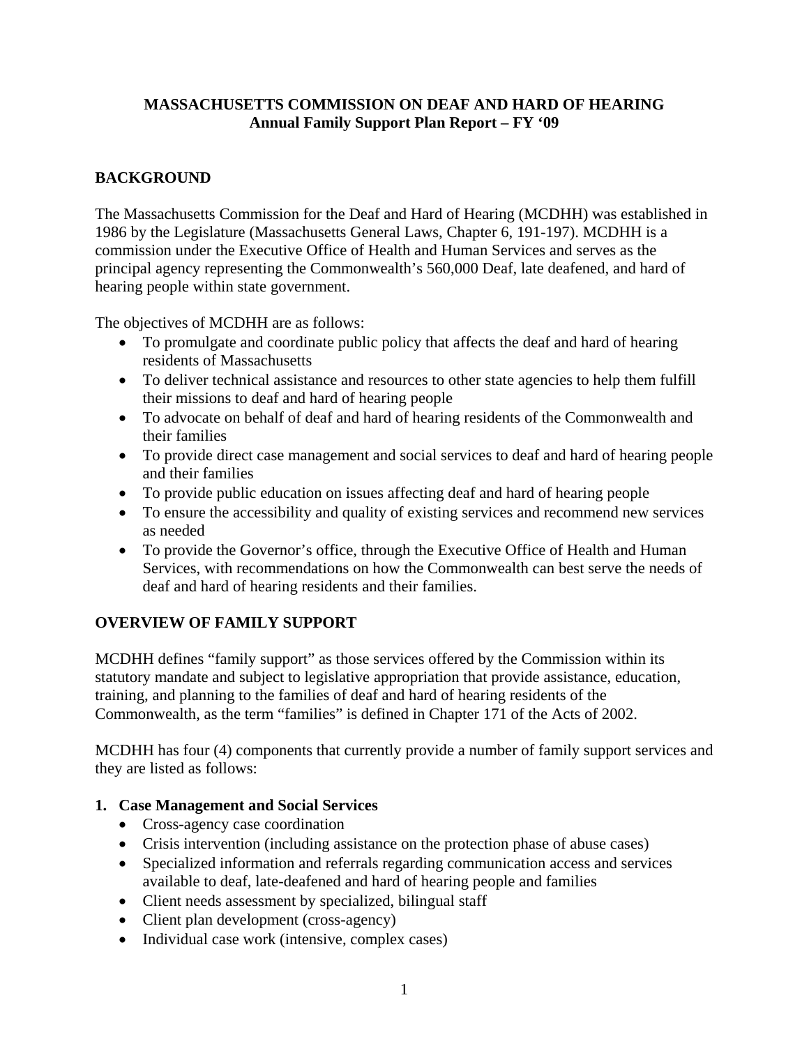# MASSACHUSETTS COMMISSION ON DEAF AND HARD OF HEARING
## Annual Family Support Plan Report – FY '09

## BACKGROUND

The Massachusetts Commission for the Deaf and Hard of Hearing (MCDHH) was established in 1986 by the Legislature (Massachusetts General Laws, Chapter 6, 191-197). MCDHH is a commission under the Executive Office of Health and Human Services and serves as the principal agency representing the Commonwealth's 560,000 Deaf, late deafened, and hard of hearing people within state government.

The objectives of MCDHH are as follows:

- To promulgate and coordinate public policy that affects the deaf and hard of hearing residents of Massachusetts
- To deliver technical assistance and resources to other state agencies to help them fulfill their missions to deaf and hard of hearing people
- To advocate on behalf of deaf and hard of hearing residents of the Commonwealth and their families
- To provide direct case management and social services to deaf and hard of hearing people and their families
- To provide public education on issues affecting deaf and hard of hearing people
- To ensure the accessibility and quality of existing services and recommend new services as needed
- To provide the Governor's office, through the Executive Office of Health and Human Services, with recommendations on how the Commonwealth can best serve the needs of deaf and hard of hearing residents and their families.

## OVERVIEW OF FAMILY SUPPORT

MCDHH defines "family support" as those services offered by the Commission within its statutory mandate and subject to legislative appropriation that provide assistance, education, training, and planning to the families of deaf and hard of hearing residents of the Commonwealth, as the term "families" is defined in Chapter 171 of the Acts of 2002.

MCDHH has four (4) components that currently provide a number of family support services and they are listed as follows:

### 1. Case Management and Social Services

- Cross-agency case coordination
- Crisis intervention (including assistance on the protection phase of abuse cases)
- Specialized information and referrals regarding communication access and services available to deaf, late-deafened and hard of hearing people and families
- Client needs assessment by specialized, bilingual staff
- Client plan development (cross-agency)
- Individual case work (intensive, complex cases)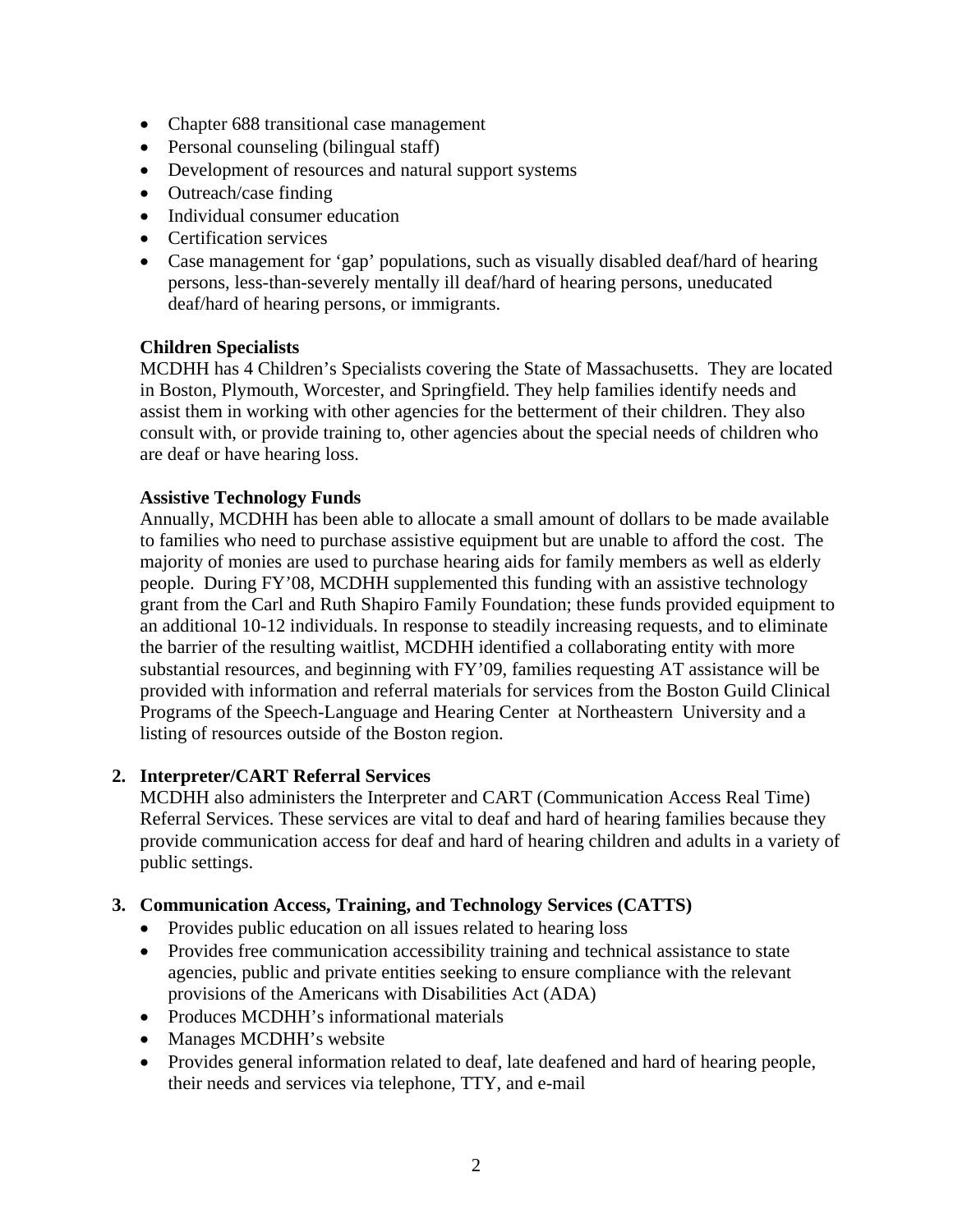- Chapter 688 transitional case management
- Personal counseling (bilingual staff)
- Development of resources and natural support systems
- Outreach/case finding
- Individual consumer education
- Certification services
- Case management for 'gap' populations, such as visually disabled deaf/hard of hearing persons, less-than-severely mentally ill deaf/hard of hearing persons, uneducated deaf/hard of hearing persons, or immigrants.

**Children Specialists**

MCDHH has 4 Children's Specialists covering the State of Massachusetts. They are located in Boston, Plymouth, Worcester, and Springfield. They help families identify needs and assist them in working with other agencies for the betterment of their children. They also consult with, or provide training to, other agencies about the special needs of children who are deaf or have hearing loss.

**Assistive Technology Funds**

Annually, MCDHH has been able to allocate a small amount of dollars to be made available to families who need to purchase assistive equipment but are unable to afford the cost. The majority of monies are used to purchase hearing aids for family members as well as elderly people. During FY'08, MCDHH supplemented this funding with an assistive technology grant from the Carl and Ruth Shapiro Family Foundation; these funds provided equipment to an additional 10-12 individuals. In response to steadily increasing requests, and to eliminate the barrier of the resulting waitlist, MCDHH identified a collaborating entity with more substantial resources, and beginning with FY'09, families requesting AT assistance will be provided with information and referral materials for services from the Boston Guild Clinical Programs of the Speech-Language and Hearing Center at Northeastern University and a listing of resources outside of the Boston region.

**2. Interpreter/CART Referral Services**

MCDHH also administers the Interpreter and CART (Communication Access Real Time) Referral Services. These services are vital to deaf and hard of hearing families because they provide communication access for deaf and hard of hearing children and adults in a variety of public settings.

**3. Communication Access, Training, and Technology Services (CATTS)**

- Provides public education on all issues related to hearing loss
- Provides free communication accessibility training and technical assistance to state agencies, public and private entities seeking to ensure compliance with the relevant provisions of the Americans with Disabilities Act (ADA)
- Produces MCDHH's informational materials
- Manages MCDHH's website
- Provides general information related to deaf, late deafened and hard of hearing people, their needs and services via telephone, TTY, and e-mail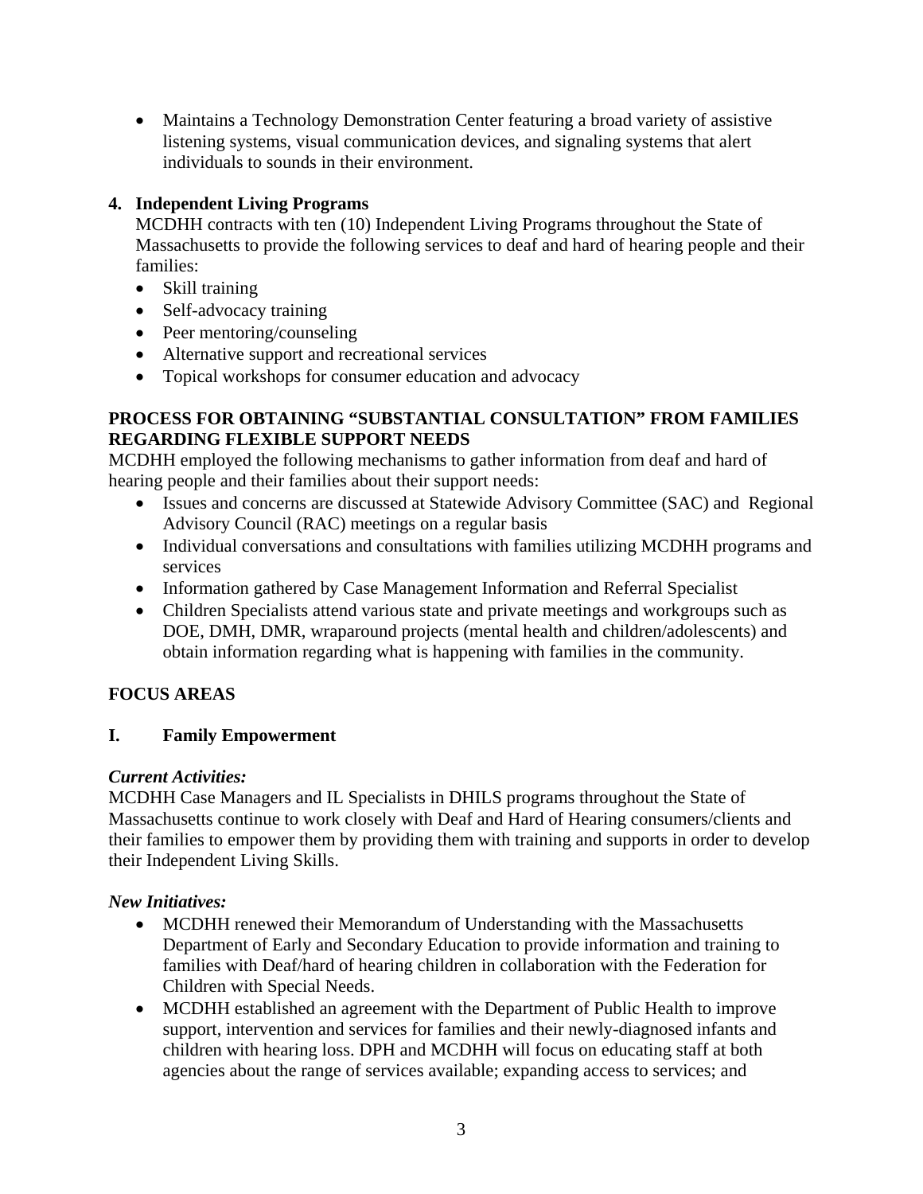- Maintains a Technology Demonstration Center featuring a broad variety of assistive listening systems, visual communication devices, and signaling systems that alert individuals to sounds in their environment.

**4. Independent Living Programs**

MCDHH contracts with ten (10) Independent Living Programs throughout the State of Massachusetts to provide the following services to deaf and hard of hearing people and their families:

- Skill training
- Self-advocacy training
- Peer mentoring/counseling
- Alternative support and recreational services
- Topical workshops for consumer education and advocacy

## PROCESS FOR OBTAINING "SUBSTANTIAL CONSULTATION" FROM FAMILIES REGARDING FLEXIBLE SUPPORT NEEDS

MCDHH employed the following mechanisms to gather information from deaf and hard of hearing people and their families about their support needs:

- Issues and concerns are discussed at Statewide Advisory Committee (SAC) and Regional Advisory Council (RAC) meetings on a regular basis
- Individual conversations and consultations with families utilizing MCDHH programs and services
- Information gathered by Case Management Information and Referral Specialist
- Children Specialists attend various state and private meetings and workgroups such as DOE, DMH, DMR, wraparound projects (mental health and children/adolescents) and obtain information regarding what is happening with families in the community.

## FOCUS AREAS

### I. Family Empowerment

***Current Activities:***

MCDHH Case Managers and IL Specialists in DHILS programs throughout the State of Massachusetts continue to work closely with Deaf and Hard of Hearing consumers/clients and their families to empower them by providing them with training and supports in order to develop their Independent Living Skills.

***New Initiatives:***

- MCDHH renewed their Memorandum of Understanding with the Massachusetts Department of Early and Secondary Education to provide information and training to families with Deaf/hard of hearing children in collaboration with the Federation for Children with Special Needs.
- MCDHH established an agreement with the Department of Public Health to improve support, intervention and services for families and their newly-diagnosed infants and children with hearing loss. DPH and MCDHH will focus on educating staff at both agencies about the range of services available; expanding access to services; and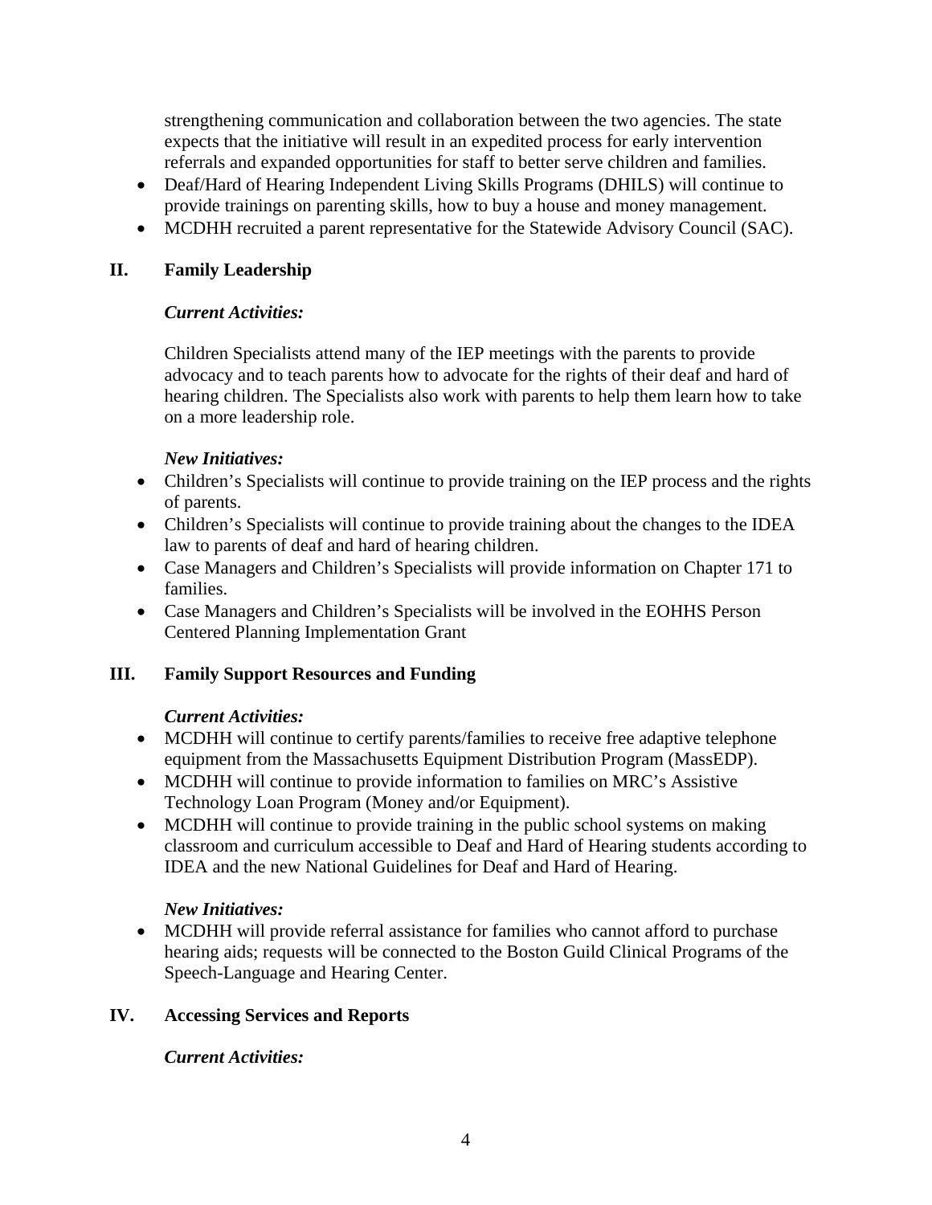strengthening communication and collaboration between the two agencies. The state expects that the initiative will result in an expedited process for early intervention referrals and expanded opportunities for staff to better serve children and families.

- Deaf/Hard of Hearing Independent Living Skills Programs (DHILS) will continue to provide trainings on parenting skills, how to buy a house and money management.
- MCDHH recruited a parent representative for the Statewide Advisory Council (SAC).

## II. Family Leadership

***Current Activities:***

Children Specialists attend many of the IEP meetings with the parents to provide advocacy and to teach parents how to advocate for the rights of their deaf and hard of hearing children. The Specialists also work with parents to help them learn how to take on a more leadership role.

***New Initiatives:***

- Children's Specialists will continue to provide training on the IEP process and the rights of parents.
- Children's Specialists will continue to provide training about the changes to the IDEA law to parents of deaf and hard of hearing children.
- Case Managers and Children's Specialists will provide information on Chapter 171 to families.
- Case Managers and Children's Specialists will be involved in the EOHHS Person Centered Planning Implementation Grant

## III. Family Support Resources and Funding

***Current Activities:***

- MCDHH will continue to certify parents/families to receive free adaptive telephone equipment from the Massachusetts Equipment Distribution Program (MassEDP).
- MCDHH will continue to provide information to families on MRC's Assistive Technology Loan Program (Money and/or Equipment).
- MCDHH will continue to provide training in the public school systems on making classroom and curriculum accessible to Deaf and Hard of Hearing students according to IDEA and the new National Guidelines for Deaf and Hard of Hearing.

***New Initiatives:***

- MCDHH will provide referral assistance for families who cannot afford to purchase hearing aids; requests will be connected to the Boston Guild Clinical Programs of the Speech-Language and Hearing Center.

## IV. Accessing Services and Reports

***Current Activities:***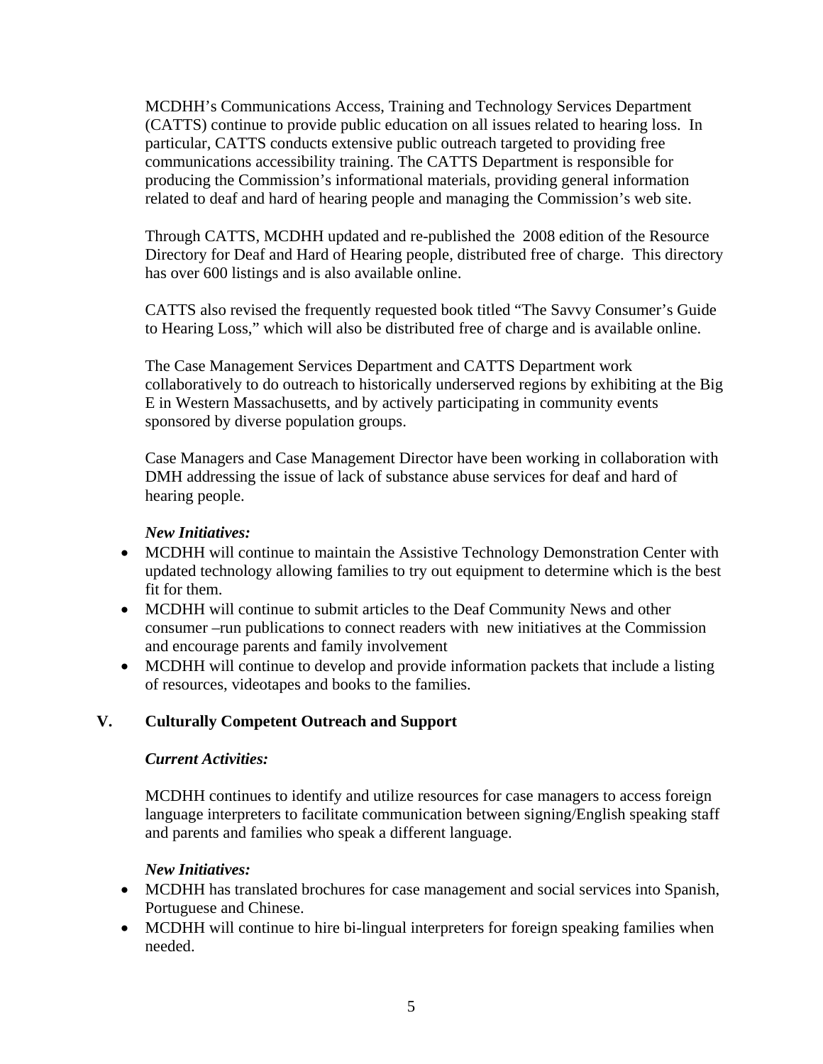MCDHH's Communications Access, Training and Technology Services Department (CATTS) continue to provide public education on all issues related to hearing loss. In particular, CATTS conducts extensive public outreach targeted to providing free communications accessibility training. The CATTS Department is responsible for producing the Commission's informational materials, providing general information related to deaf and hard of hearing people and managing the Commission's web site.

Through CATTS, MCDHH updated and re-published the 2008 edition of the Resource Directory for Deaf and Hard of Hearing people, distributed free of charge. This directory has over 600 listings and is also available online.

CATTS also revised the frequently requested book titled "The Savvy Consumer's Guide to Hearing Loss," which will also be distributed free of charge and is available online.

The Case Management Services Department and CATTS Department work collaboratively to do outreach to historically underserved regions by exhibiting at the Big E in Western Massachusetts, and by actively participating in community events sponsored by diverse population groups.

Case Managers and Case Management Director have been working in collaboration with DMH addressing the issue of lack of substance abuse services for deaf and hard of hearing people.

***New Initiatives:***

- MCDHH will continue to maintain the Assistive Technology Demonstration Center with updated technology allowing families to try out equipment to determine which is the best fit for them.
- MCDHH will continue to submit articles to the Deaf Community News and other consumer –run publications to connect readers with new initiatives at the Commission and encourage parents and family involvement
- MCDHH will continue to develop and provide information packets that include a listing of resources, videotapes and books to the families.

## V. Culturally Competent Outreach and Support

***Current Activities:***

MCDHH continues to identify and utilize resources for case managers to access foreign language interpreters to facilitate communication between signing/English speaking staff and parents and families who speak a different language.

***New Initiatives:***

- MCDHH has translated brochures for case management and social services into Spanish, Portuguese and Chinese.
- MCDHH will continue to hire bi-lingual interpreters for foreign speaking families when needed.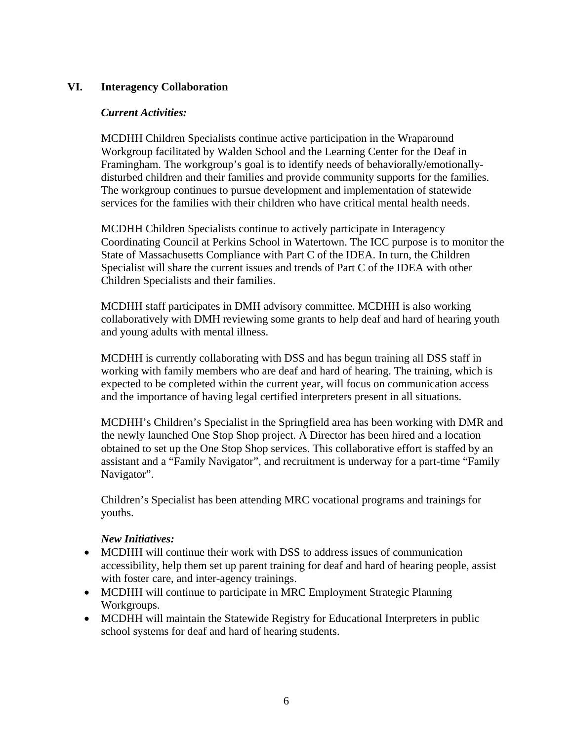## VI. Interagency Collaboration

***Current Activities:***

MCDHH Children Specialists continue active participation in the Wraparound Workgroup facilitated by Walden School and the Learning Center for the Deaf in Framingham. The workgroup's goal is to identify needs of behaviorally/emotionally-disturbed children and their families and provide community supports for the families. The workgroup continues to pursue development and implementation of statewide services for the families with their children who have critical mental health needs.

MCDHH Children Specialists continue to actively participate in Interagency Coordinating Council at Perkins School in Watertown. The ICC purpose is to monitor the State of Massachusetts Compliance with Part C of the IDEA. In turn, the Children Specialist will share the current issues and trends of Part C of the IDEA with other Children Specialists and their families.

MCDHH staff participates in DMH advisory committee. MCDHH is also working collaboratively with DMH reviewing some grants to help deaf and hard of hearing youth and young adults with mental illness.

MCDHH is currently collaborating with DSS and has begun training all DSS staff in working with family members who are deaf and hard of hearing. The training, which is expected to be completed within the current year, will focus on communication access and the importance of having legal certified interpreters present in all situations.

MCDHH's Children's Specialist in the Springfield area has been working with DMR and the newly launched One Stop Shop project. A Director has been hired and a location obtained to set up the One Stop Shop services. This collaborative effort is staffed by an assistant and a "Family Navigator", and recruitment is underway for a part-time "Family Navigator".

Children's Specialist has been attending MRC vocational programs and trainings for youths.

***New Initiatives:***

- MCDHH will continue their work with DSS to address issues of communication accessibility, help them set up parent training for deaf and hard of hearing people, assist with foster care, and inter-agency trainings.
- MCDHH will continue to participate in MRC Employment Strategic Planning Workgroups.
- MCDHH will maintain the Statewide Registry for Educational Interpreters in public school systems for deaf and hard of hearing students.